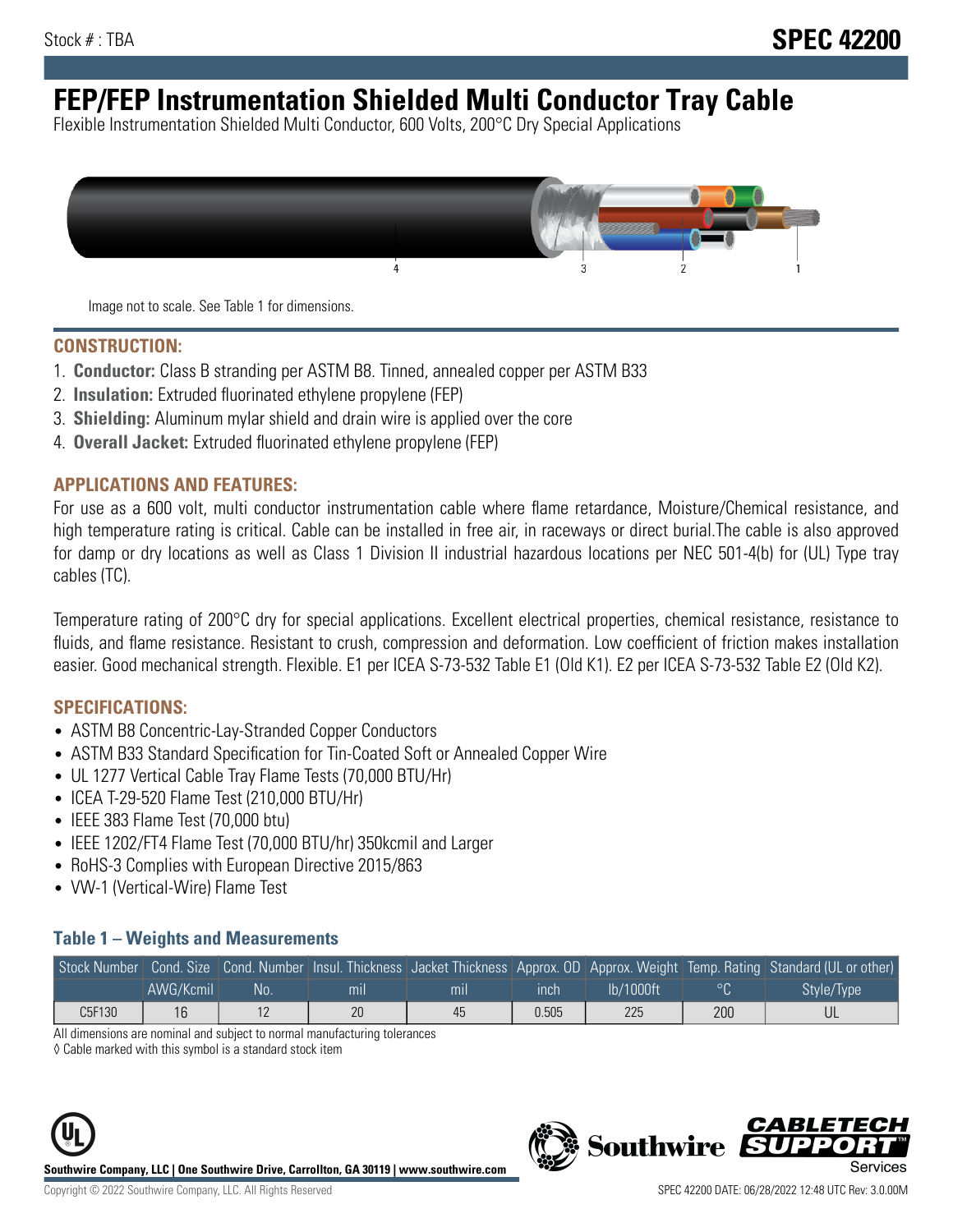Stock # : TBA

# SPEC 42200

# FEP/FEP Instrumentation Shielded Multi Conductor Tray Cable

Flexible Instrumentation Shielded Multi Conductor, 600 Volts, 200°C Dry Special Applications

4 3 2 1

Image not to scale. See Table 1 for dimensions.

## CONSTRUCTION:

1. **Conductor:** Class B stranding per ASTM B8. Tinned, annealed copper per ASTM B33
2. **Insulation:** Extruded fluorinated ethylene propylene (FEP)
3. **Shielding:** Aluminum mylar shield and drain wire is applied over the core
4. **Overall Jacket:** Extruded fluorinated ethylene propylene (FEP)

## APPLICATIONS AND FEATURES:

For use as a 600 volt, multi conductor instrumentation cable where flame retardance, Moisture/Chemical resistance, and high temperature rating is critical. Cable can be installed in free air, in raceways or direct burial.The cable is also approved for damp or dry locations as well as Class 1 Division II industrial hazardous locations per NEC 501-4(b) for (UL) Type tray cables (TC).

Temperature rating of 200°C dry for special applications. Excellent electrical properties, chemical resistance, resistance to fluids, and flame resistance. Resistant to crush, compression and deformation. Low coefficient of friction makes installation easier. Good mechanical strength. Flexible. E1 per ICEA S-73-532 Table E1 (Old K1). E2 per ICEA S-73-532 Table E2 (Old K2).

## SPECIFICATIONS:

- ASTM B8 Concentric-Lay-Stranded Copper Conductors
- ASTM B33 Standard Specification for Tin-Coated Soft or Annealed Copper Wire
- UL 1277 Vertical Cable Tray Flame Tests (70,000 BTU/Hr)
- ICEA T-29-520 Flame Test (210,000 BTU/Hr)
- IEEE 383 Flame Test (70,000 btu)
- IEEE 1202/FT4 Flame Test (70,000 BTU/hr) 350kcmil and Larger
- RoHS-3 Complies with European Directive 2015/863
- VW-1 (Vertical-Wire) Flame Test

### Table 1 – Weights and Measurements

| Stock Number | Cond. Size | Cond. Number | Insul. Thickness | Jacket Thickness | Approx. OD | Approx. Weight | Temp. Rating | Standard (UL or other) |
|---|---|---|---|---|---|---|---|---|
| | AWG/Kcmil | No. | mil | mil | inch | lb/1000ft | °C | Style/Type |
| C5F130 | 16 | 12 | 20 | 45 | 0.505 | 225 | 200 | UL |

All dimensions are nominal and subject to normal manufacturing tolerances

◊ Cable marked with this symbol is a standard stock item

**Southwire Company, LLC | One Southwire Drive, Carrollton, GA 30119 | www.southwire.com**

Copyright © 2022 Southwire Company, LLC. All Rights Reserved

SPEC 42200 DATE: 06/28/2022 12:48 UTC Rev: 3.0.00M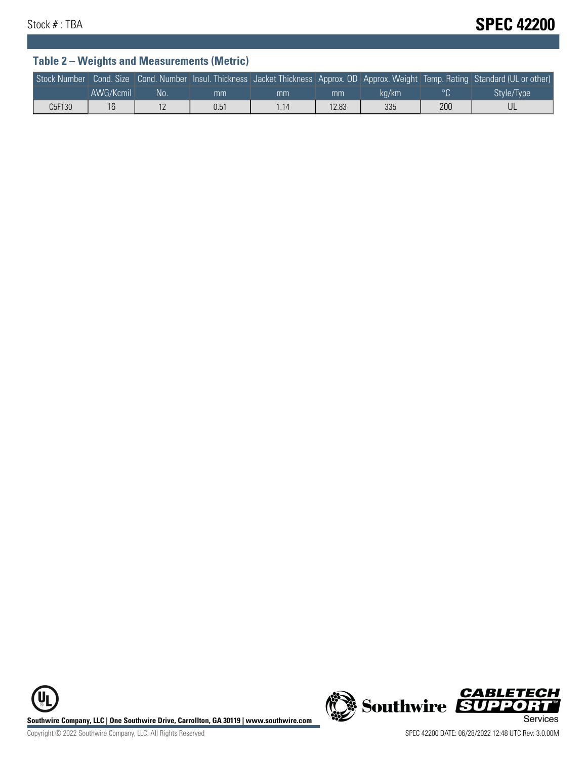### Table 2 – Weights and Measurements (Metric)

| Stock Number | Cond. Size | Cond. Number | Insul. Thickness | Jacket Thickness | Approx. OD | Approx. Weight | Temp. Rating | Standard (UL or other) |
|---|---|---|---|---|---|---|---|---|
| | AWG/Kcmil | No. | mm | mm | mm | kg/km | °C | Style/Type |
| C5F130 | 16 | 12 | 0.51 | 1.14 | 12.83 | 335 | 200 | UL |

**Southwire Company, LLC | One Southwire Drive, Carrollton, GA 30119 | www.southwire.com**

Copyright © 2022 Southwire Company, LLC. All Rights Reserved

SPEC 42200 DATE: 06/28/2022 12:48 UTC Rev: 3.0.00M